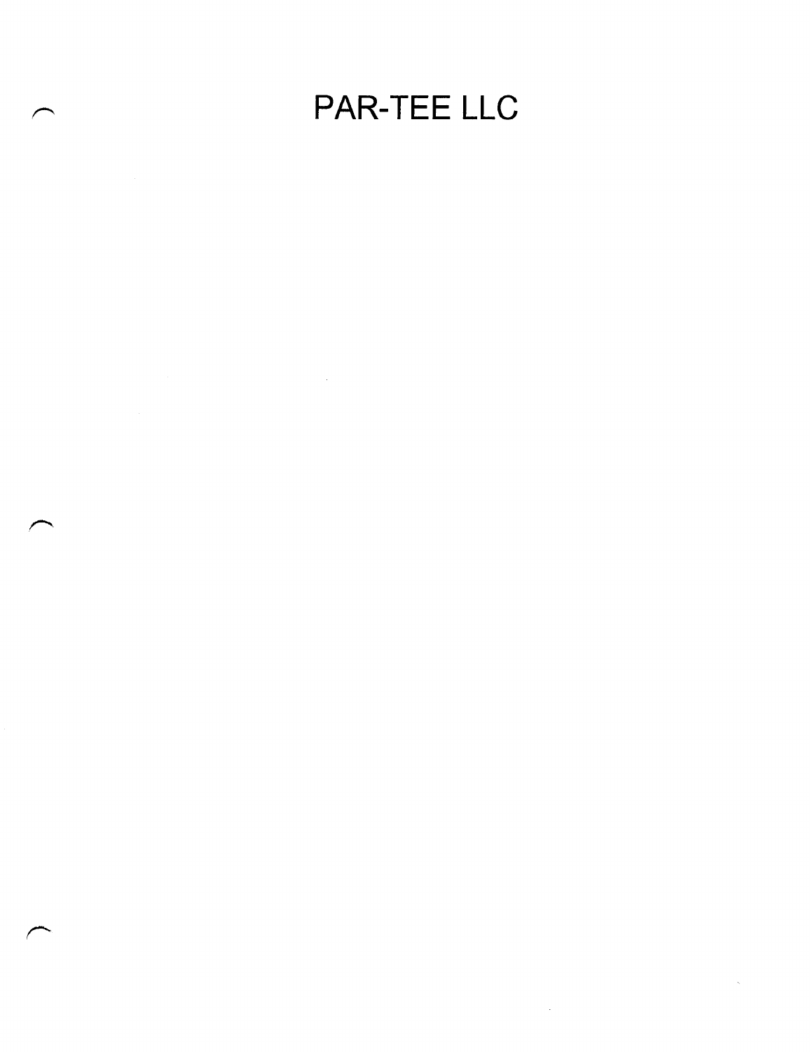# PAR-TEE LLC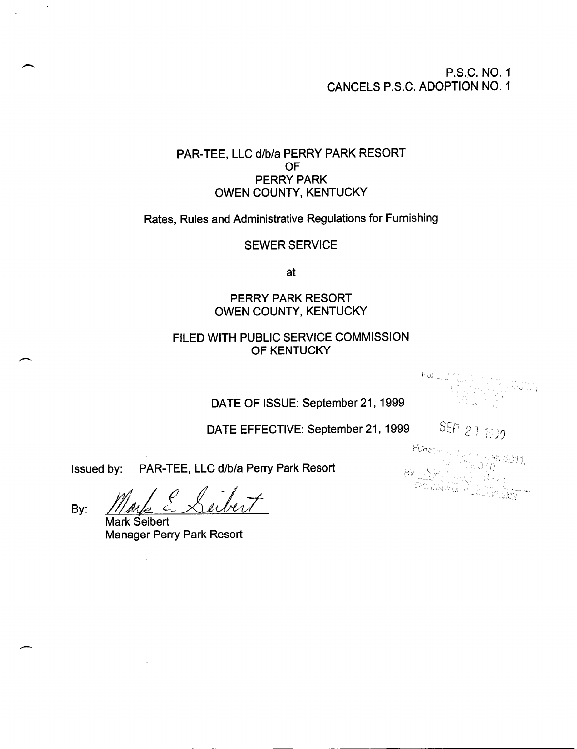P.S.C. NO. 1
CANCELS P.S.C. ADOPTION NO. 1

PAR-TEE, LLC d/b/a PERRY PARK RESORT
OF
PERRY PARK
OWEN COUNTY, KENTUCKY

Rates, Rules and Administrative Regulations for Furnishing

SEWER SERVICE

at

PERRY PARK RESORT
OWEN COUNTY, KENTUCKY

FILED WITH PUBLIC SERVICE COMMISSION
OF KENTUCKY

DATE OF ISSUE: September 21, 1999

DATE EFFECTIVE: September 21, 1999

Issued by: PAR-TEE, LLC d/b/a Perry Park Resort

By: Mark E. Seibert
Mark Seibert
Manager Perry Park Resort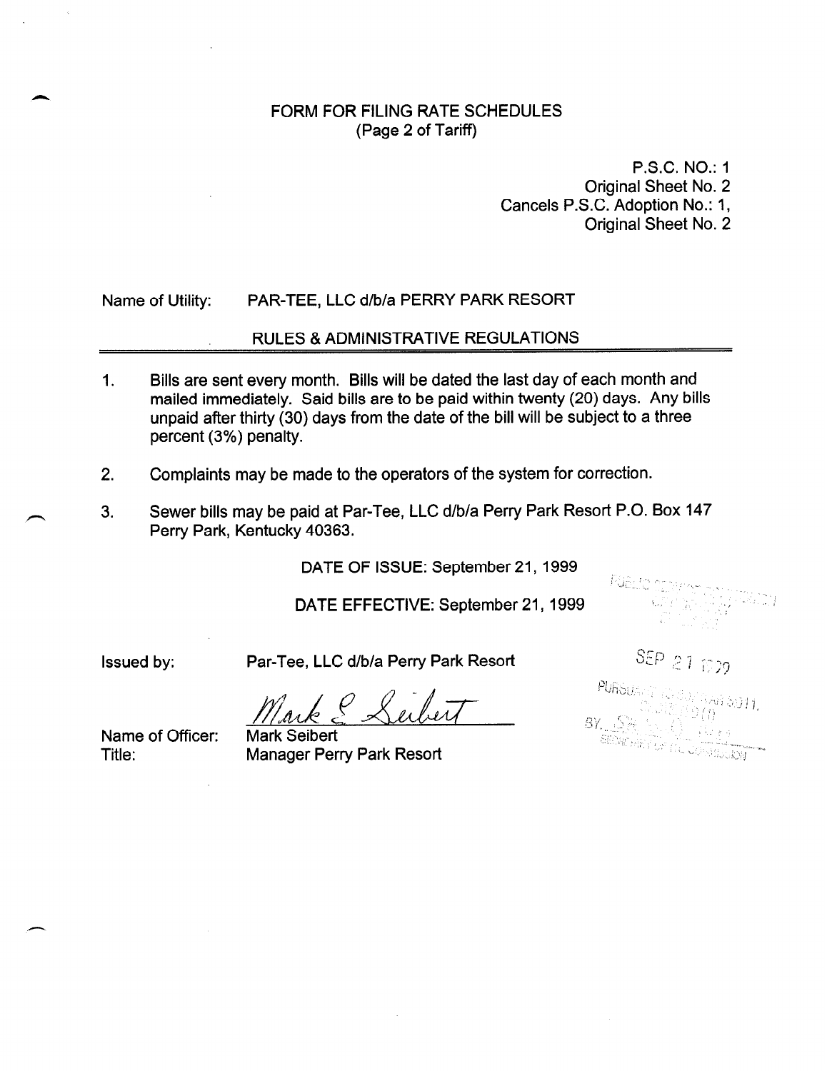FORM FOR FILING RATE SCHEDULES
(Page 2 of Tariff)

P.S.C. NO.: 1
Original Sheet No. 2
Cancels P.S.C. Adoption No.: 1,
Original Sheet No. 2

Name of Utility: PAR-TEE, LLC d/b/a PERRY PARK RESORT

RULES & ADMINISTRATIVE REGULATIONS

1. Bills are sent every month. Bills will be dated the last day of each month and mailed immediately. Said bills are to be paid within twenty (20) days. Any bills unpaid after thirty (30) days from the date of the bill will be subject to a three percent (3%) penalty.

2. Complaints may be made to the operators of the system for correction.

3. Sewer bills may be paid at Par-Tee, LLC d/b/a Perry Park Resort P.O. Box 147 Perry Park, Kentucky 40363.

DATE OF ISSUE: September 21, 1999

DATE EFFECTIVE: September 21, 1999

Issued by: Par-Tee, LLC d/b/a Perry Park Resort

Mark E. Seibert

Name of Officer: Mark Seibert
Title: Manager Perry Park Resort

SEP 21 1999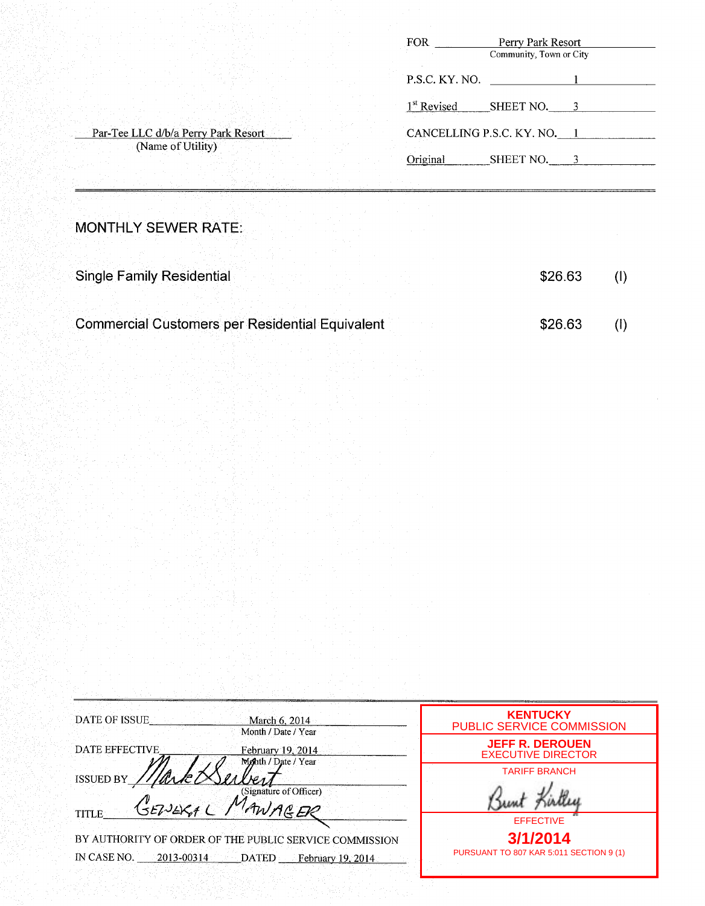FOR Perry Park Resort
Community, Town or City

P.S.C. KY. NO. 1

1st Revised SHEET NO. 3

Par-Tee LLC d/b/a Perry Park Resort
(Name of Utility)

CANCELLING P.S.C. KY. NO. 1

Original SHEET NO. 3

---

MONTHLY SEWER RATE:

| | | |
|---|---|---|
| Single Family Residential | $26.63 | (I) |
| Commercial Customers per Residential Equivalent | $26.63 | (I) |

---

DATE OF ISSUE March 6, 2014
Month / Date / Year

DATE EFFECTIVE February 19, 2014
Month / Date / Year

ISSUED BY Mark Seubert
(Signature of Officer)

TITLE GENERAL MANAGER

BY AUTHORITY OF ORDER OF THE PUBLIC SERVICE COMMISSION
IN CASE NO. 2013-00314 DATED February 19, 2014

**KENTUCKY**
PUBLIC SERVICE COMMISSION

**JEFF R. DEROUEN**
EXECUTIVE DIRECTOR

TARIFF BRANCH

Bunt Kirtley

EFFECTIVE

**3/1/2014**

PURSUANT TO 807 KAR 5:011 SECTION 9 (1)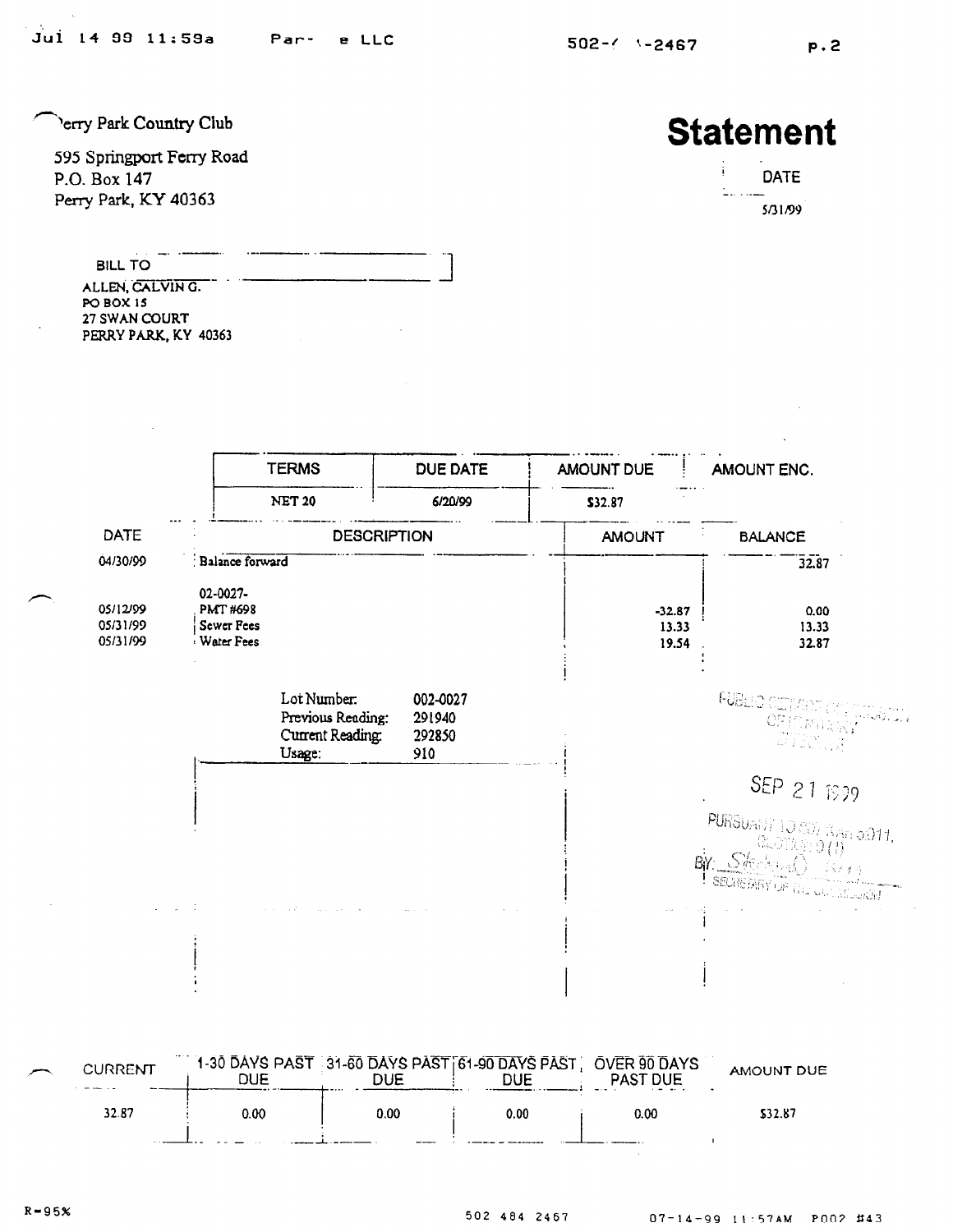Perry Park Country Club

595 Springport Ferry Road
P.O. Box 147
Perry Park, KY 40363

# Statement

| DATE |
|---|
| 5/31/99 |

BILL TO

ALLEN, CALVIN G.
PO BOX 15
27 SWAN COURT
PERRY PARK, KY 40363

| TERMS | DUE DATE | AMOUNT DUE | AMOUNT ENC. |
|---|---|---|---|
| NET 20 | 6/20/99 | $32.87 | |

| DATE | DESCRIPTION | AMOUNT | BALANCE |
|---|---|---|---|
| 04/30/99 | Balance forward | | 32.87 |
| | 02-0027- | | |
| 05/12/99 | PMT #698 | -32.87 | 0.00 |
| 05/31/99 | Sewer Fees | 13.33 | 13.33 |
| 05/31/99 | Water Fees | 19.54 | 32.87 |

Lot Number: 002-0027
Previous Reading: 291940
Current Reading: 292850
Usage: 910

PUBLIC SERVICE COMMISSION OF KENTUCKY
EFFECTIVE
SEP 21 1999
PURSUANT TO 807 KAR 5:011,
SECTION 9 (1)
BY: Stephan O Bell
SECRETARY OF THE COMMISSION

| CURRENT | 1-30 DAYS PAST DUE | 31-60 DAYS PAST DUE | 61-90 DAYS PAST DUE | OVER 90 DAYS PAST DUE | AMOUNT DUE |
|---|---|---|---|---|---|
| 32.87 | 0.00 | 0.00 | 0.00 | 0.00 | $32.87 |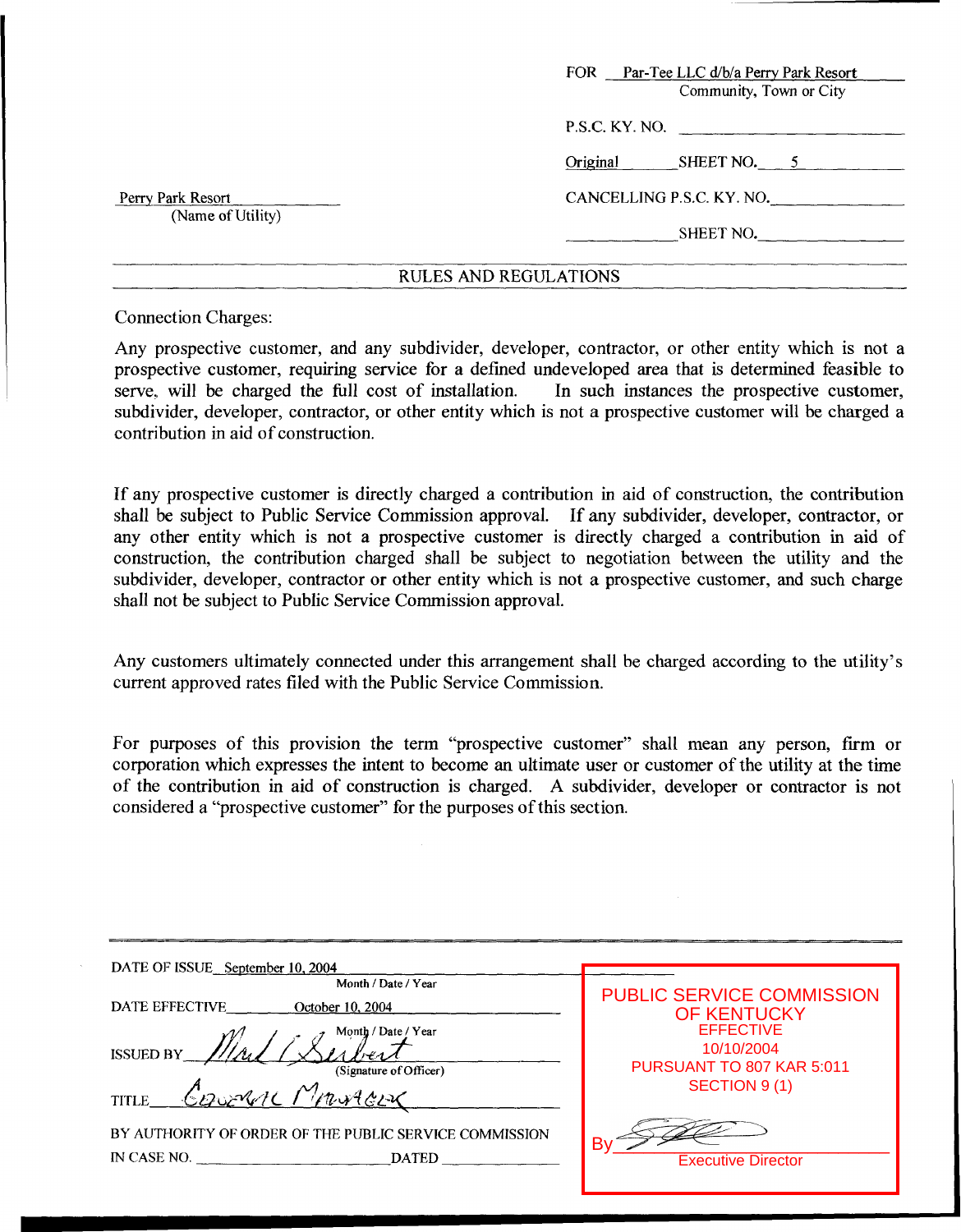FOR Par-Tee LLC d/b/a Perry Park Resort
Community, Town or City

P.S.C. KY. NO. ____________

Original SHEET NO. 5

Perry Park Resort
(Name of Utility)

CANCELLING P.S.C. KY. NO. ____________

SHEET NO. ____________

## RULES AND REGULATIONS

Connection Charges:

Any prospective customer, and any subdivider, developer, contractor, or other entity which is not a prospective customer, requiring service for a defined undeveloped area that is determined feasible to serve, will be charged the full cost of installation. In such instances the prospective customer, subdivider, developer, contractor, or other entity which is not a prospective customer will be charged a contribution in aid of construction.

If any prospective customer is directly charged a contribution in aid of construction, the contribution shall be subject to Public Service Commission approval. If any subdivider, developer, contractor, or any other entity which is not a prospective customer is directly charged a contribution in aid of construction, the contribution charged shall be subject to negotiation between the utility and the subdivider, developer, contractor or other entity which is not a prospective customer, and such charge shall not be subject to Public Service Commission approval.

Any customers ultimately connected under this arrangement shall be charged according to the utility's current approved rates filed with the Public Service Commission.

For purposes of this provision the term "prospective customer" shall mean any person, firm or corporation which expresses the intent to become an ultimate user or customer of the utility at the time of the contribution in aid of construction is charged. A subdivider, developer or contractor is not considered a "prospective customer" for the purposes of this section.

DATE OF ISSUE September 10, 2004
Month / Date / Year

DATE EFFECTIVE October 10, 2004
Month / Date / Year

ISSUED BY [signature]
(Signature of Officer)

TITLE General Manager

BY AUTHORITY OF ORDER OF THE PUBLIC SERVICE COMMISSION
IN CASE NO. ____________ DATED ____________

PUBLIC SERVICE COMMISSION OF KENTUCKY
EFFECTIVE
10/10/2004
PURSUANT TO 807 KAR 5:011
SECTION 9 (1)

By [signature]
Executive Director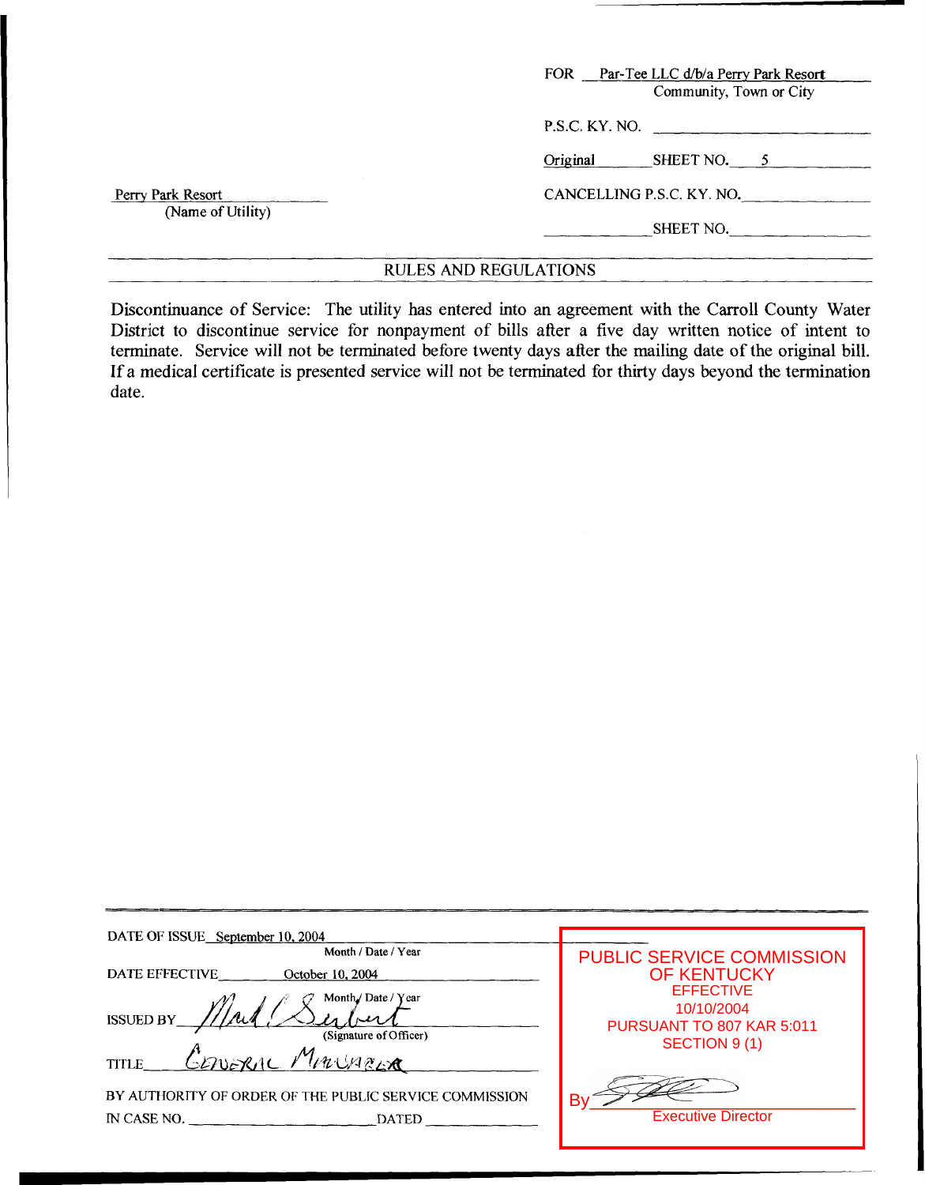FOR Par-Tee LLC d/b/a Perry Park Resort
Community, Town or City

P.S.C. KY. NO. ____________

Original SHEET NO. 5

Perry Park Resort
(Name of Utility)

CANCELLING P.S.C. KY. NO. ____________

SHEET NO. ____________

## RULES AND REGULATIONS

Discontinuance of Service: The utility has entered into an agreement with the Carroll County Water District to discontinue service for nonpayment of bills after a five day written notice of intent to terminate. Service will not be terminated before twenty days after the mailing date of the original bill. If a medical certificate is presented service will not be terminated for thirty days beyond the termination date.

DATE OF ISSUE September 10, 2004
Month / Date / Year

DATE EFFECTIVE October 10, 2004
Month / Date / Year

ISSUED BY Mark C. Seibert
(Signature of Officer)

TITLE General Manager

BY AUTHORITY OF ORDER OF THE PUBLIC SERVICE COMMISSION
IN CASE NO. ____________ DATED ____________

PUBLIC SERVICE COMMISSION
OF KENTUCKY
EFFECTIVE
10/10/2004
PURSUANT TO 807 KAR 5:011
SECTION 9 (1)

By ____________
Executive Director